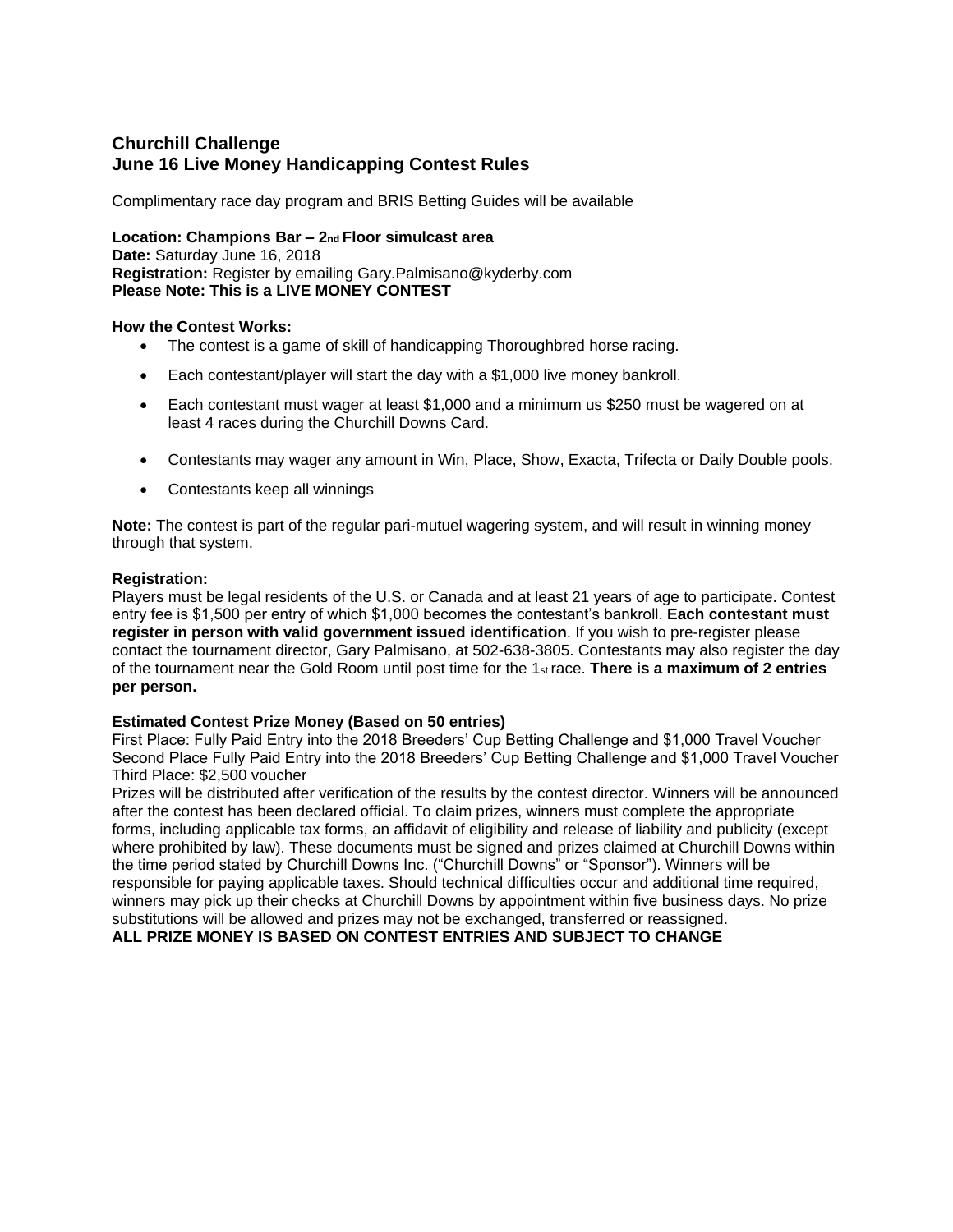## Churchill Challenge
## June 16 Live Money Handicapping Contest Rules

Complimentary race day program and BRIS Betting Guides will be available

**Location: Champions Bar – 2nd Floor simulcast area**
**Date:** Saturday June 16, 2018
**Registration:** Register by emailing Gary.Palmisano@kyderby.com
**Please Note: This is a LIVE MONEY CONTEST**

**How the Contest Works:**

- The contest is a game of skill of handicapping Thoroughbred horse racing.
- Each contestant/player will start the day with a $1,000 live money bankroll.
- Each contestant must wager at least $1,000 and a minimum us $250 must be wagered on at least 4 races during the Churchill Downs Card.
- Contestants may wager any amount in Win, Place, Show, Exacta, Trifecta or Daily Double pools.
- Contestants keep all winnings

**Note:** The contest is part of the regular pari-mutuel wagering system, and will result in winning money through that system.

**Registration:**
Players must be legal residents of the U.S. or Canada and at least 21 years of age to participate. Contest entry fee is $1,500 per entry of which $1,000 becomes the contestant's bankroll. **Each contestant must register in person with valid government issued identification**. If you wish to pre-register please contact the tournament director, Gary Palmisano, at 502-638-3805. Contestants may also register the day of the tournament near the Gold Room until post time for the 1st race. **There is a maximum of 2 entries per person.**

**Estimated Contest Prize Money (Based on 50 entries)**
First Place: Fully Paid Entry into the 2018 Breeders' Cup Betting Challenge and $1,000 Travel Voucher
Second Place Fully Paid Entry into the 2018 Breeders' Cup Betting Challenge and $1,000 Travel Voucher
Third Place: $2,500 voucher
Prizes will be distributed after verification of the results by the contest director. Winners will be announced after the contest has been declared official. To claim prizes, winners must complete the appropriate forms, including applicable tax forms, an affidavit of eligibility and release of liability and publicity (except where prohibited by law). These documents must be signed and prizes claimed at Churchill Downs within the time period stated by Churchill Downs Inc. ("Churchill Downs" or "Sponsor"). Winners will be responsible for paying applicable taxes. Should technical difficulties occur and additional time required, winners may pick up their checks at Churchill Downs by appointment within five business days. No prize substitutions will be allowed and prizes may not be exchanged, transferred or reassigned.
**ALL PRIZE MONEY IS BASED ON CONTEST ENTRIES AND SUBJECT TO CHANGE**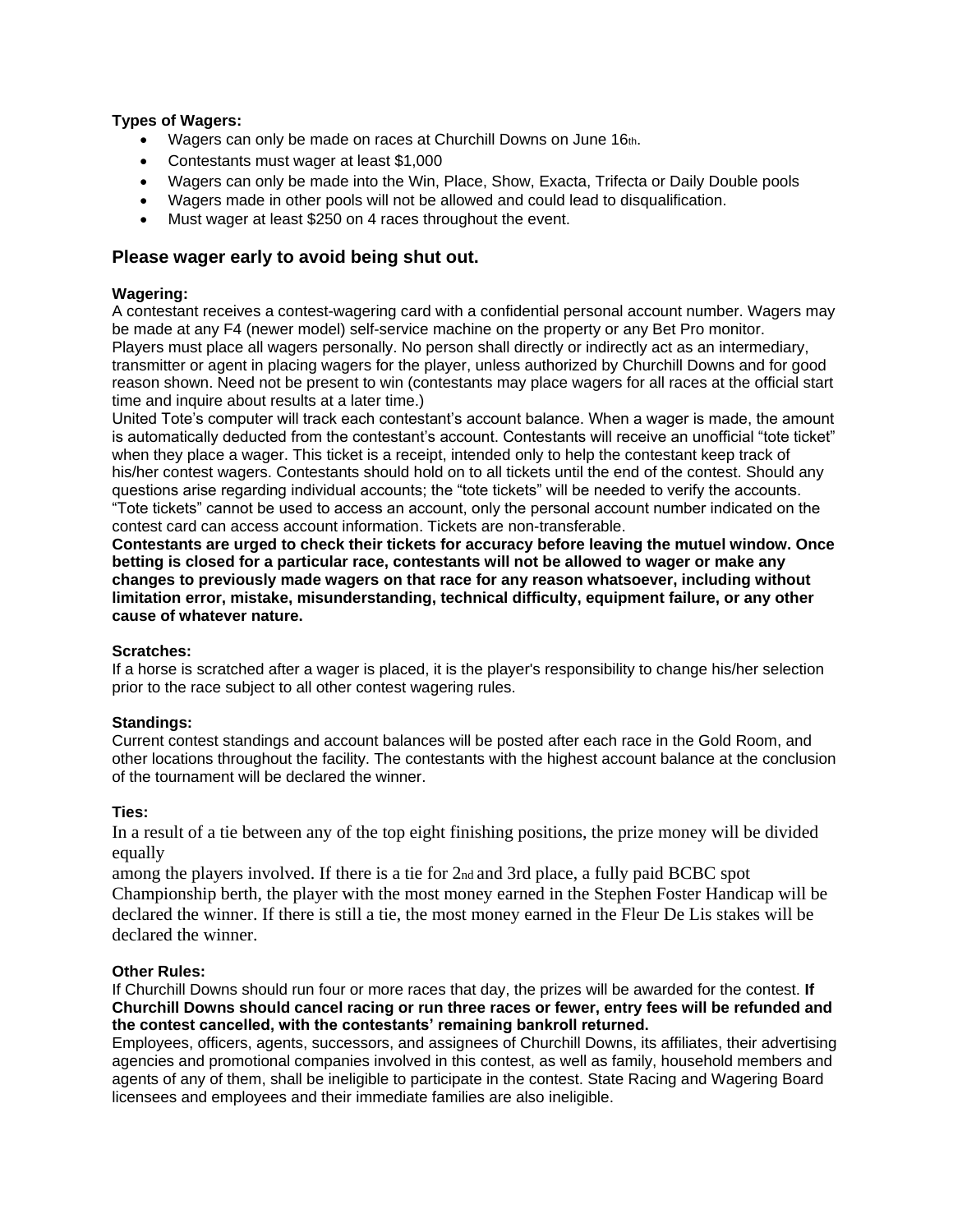**Types of Wagers:**

- Wagers can only be made on races at Churchill Downs on June 16th.
- Contestants must wager at least $1,000
- Wagers can only be made into the Win, Place, Show, Exacta, Trifecta or Daily Double pools
- Wagers made in other pools will not be allowed and could lead to disqualification.
- Must wager at least $250 on 4 races throughout the event.

## Please wager early to avoid being shut out.

**Wagering:**

A contestant receives a contest-wagering card with a confidential personal account number. Wagers may be made at any F4 (newer model) self-service machine on the property or any Bet Pro monitor.
Players must place all wagers personally. No person shall directly or indirectly act as an intermediary, transmitter or agent in placing wagers for the player, unless authorized by Churchill Downs and for good reason shown. Need not be present to win (contestants may place wagers for all races at the official start time and inquire about results at a later time.)
United Tote's computer will track each contestant's account balance. When a wager is made, the amount is automatically deducted from the contestant's account. Contestants will receive an unofficial "tote ticket" when they place a wager. This ticket is a receipt, intended only to help the contestant keep track of his/her contest wagers. Contestants should hold on to all tickets until the end of the contest. Should any questions arise regarding individual accounts; the "tote tickets" will be needed to verify the accounts. "Tote tickets" cannot be used to access an account, only the personal account number indicated on the contest card can access account information. Tickets are non-transferable.
**Contestants are urged to check their tickets for accuracy before leaving the mutuel window. Once betting is closed for a particular race, contestants will not be allowed to wager or make any changes to previously made wagers on that race for any reason whatsoever, including without limitation error, mistake, misunderstanding, technical difficulty, equipment failure, or any other cause of whatever nature.**

**Scratches:**

If a horse is scratched after a wager is placed, it is the player's responsibility to change his/her selection prior to the race subject to all other contest wagering rules.

**Standings:**

Current contest standings and account balances will be posted after each race in the Gold Room, and other locations throughout the facility. The contestants with the highest account balance at the conclusion of the tournament will be declared the winner.

**Ties:**

In a result of a tie between any of the top eight finishing positions, the prize money will be divided equally
among the players involved. If there is a tie for 2nd and 3rd place, a fully paid BCBC spot Championship berth, the player with the most money earned in the Stephen Foster Handicap will be declared the winner. If there is still a tie, the most money earned in the Fleur De Lis stakes will be declared the winner.

**Other Rules:**

If Churchill Downs should run four or more races that day, the prizes will be awarded for the contest. **If Churchill Downs should cancel racing or run three races or fewer, entry fees will be refunded and the contest cancelled, with the contestants' remaining bankroll returned.**
Employees, officers, agents, successors, and assignees of Churchill Downs, its affiliates, their advertising agencies and promotional companies involved in this contest, as well as family, household members and agents of any of them, shall be ineligible to participate in the contest. State Racing and Wagering Board licensees and employees and their immediate families are also ineligible.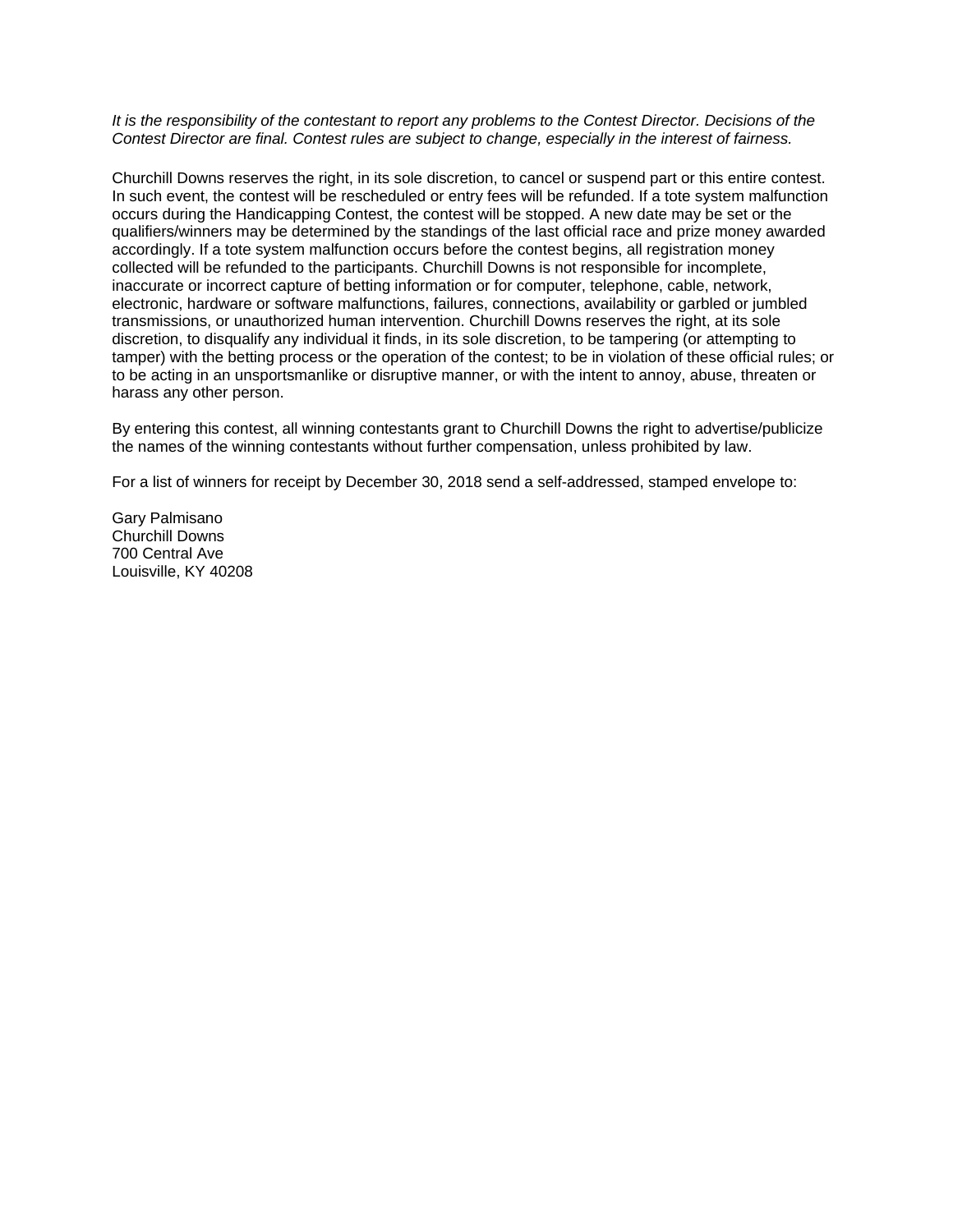*It is the responsibility of the contestant to report any problems to the Contest Director. Decisions of the Contest Director are final. Contest rules are subject to change, especially in the interest of fairness.*

Churchill Downs reserves the right, in its sole discretion, to cancel or suspend part or this entire contest. In such event, the contest will be rescheduled or entry fees will be refunded. If a tote system malfunction occurs during the Handicapping Contest, the contest will be stopped. A new date may be set or the qualifiers/winners may be determined by the standings of the last official race and prize money awarded accordingly. If a tote system malfunction occurs before the contest begins, all registration money collected will be refunded to the participants. Churchill Downs is not responsible for incomplete, inaccurate or incorrect capture of betting information or for computer, telephone, cable, network, electronic, hardware or software malfunctions, failures, connections, availability or garbled or jumbled transmissions, or unauthorized human intervention. Churchill Downs reserves the right, at its sole discretion, to disqualify any individual it finds, in its sole discretion, to be tampering (or attempting to tamper) with the betting process or the operation of the contest; to be in violation of these official rules; or to be acting in an unsportsmanlike or disruptive manner, or with the intent to annoy, abuse, threaten or harass any other person.

By entering this contest, all winning contestants grant to Churchill Downs the right to advertise/publicize the names of the winning contestants without further compensation, unless prohibited by law.

For a list of winners for receipt by December 30, 2018 send a self-addressed, stamped envelope to:

Gary Palmisano
Churchill Downs
700 Central Ave
Louisville, KY 40208